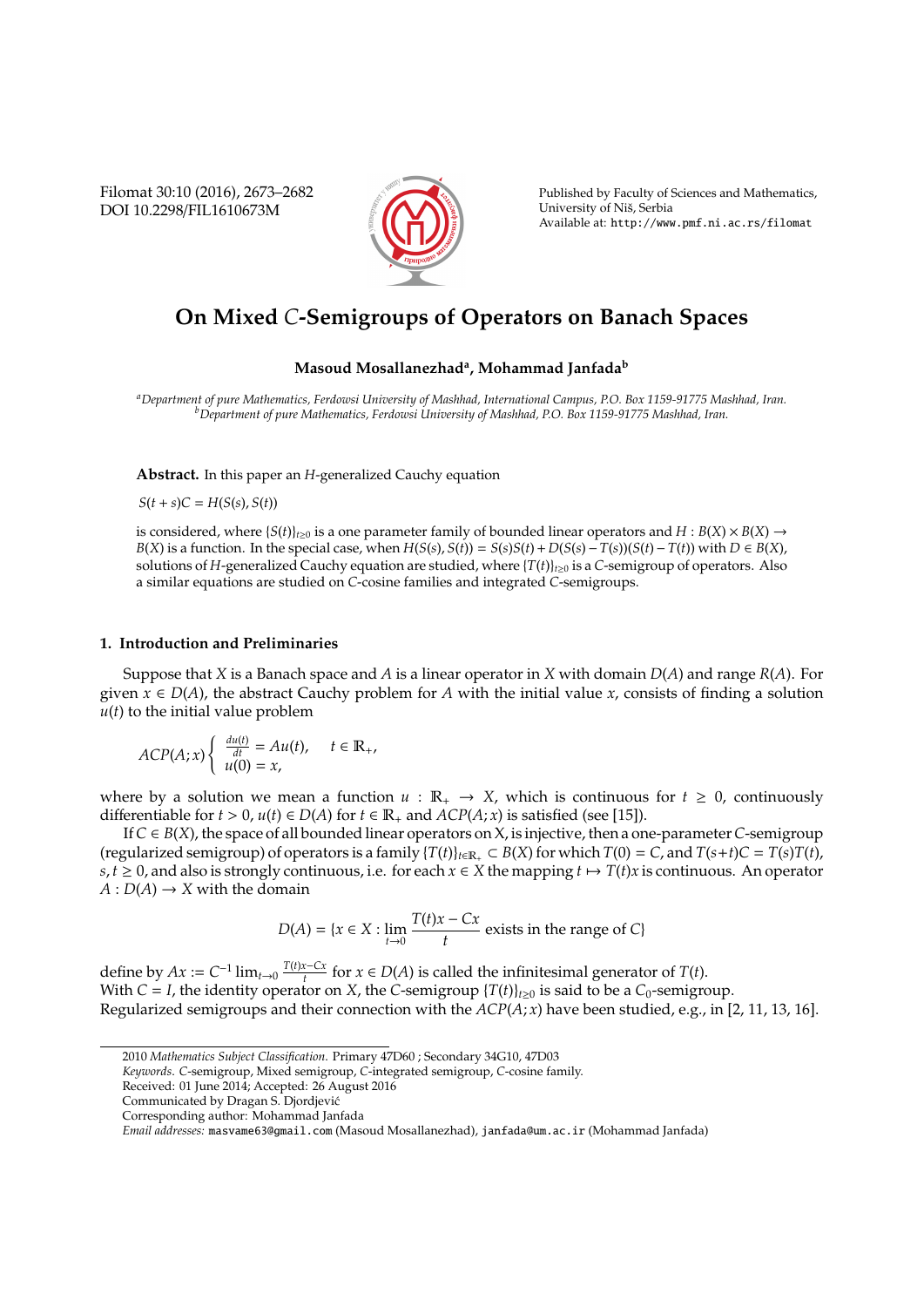# On Mixed $C$-Semigroups of Operators on Banach Spaces

**Masoud Mosallanezhad[a], Mohammad Janfada[b]**

[a]*Department of pure Mathematics, Ferdowsi University of Mashhad, International Campus, P.O. Box 1159-91775 Mashhad, Iran.*
[b]*Department of pure Mathematics, Ferdowsi University of Mashhad, P.O. Box 1159-91775 Mashhad, Iran.*

**Abstract.** In this paper an $H$-generalized Cauchy equation

$S(t+s)C = H(S(s), S(t))$

is considered, where $\{S(t)\}_{t\geq 0}$ is a one parameter family of bounded linear operators and $H : B(X) \times B(X) \to B(X)$ is a function. In the special case, when $H(S(s), S(t)) = S(s)S(t) + D(S(s) - T(s))(S(t) - T(t))$ with $D \in B(X)$, solutions of $H$-generalized Cauchy equation are studied, where $\{T(t)\}_{t\geq 0}$ is a $C$-semigroup of operators. Also a similar equations are studied on $C$-cosine families and integrated $C$-semigroups.

## 1. Introduction and Preliminaries

Suppose that $X$ is a Banach space and $A$ is a linear operator in $X$ with domain $D(A)$ and range $R(A)$. For given $x \in D(A)$, the abstract Cauchy problem for $A$ with the initial value $x$, consists of finding a solution $u(t)$ to the initial value problem

$$ACP(A;x)\begin{cases} \frac{du(t)}{dt} = Au(t), & t \in \mathbb{R}_+, \\ u(0) = x, \end{cases}$$

where by a solution we mean a function $u : \mathbb{R}_+ \to X$, which is continuous for $t \geq 0$, continuously differentiable for $t > 0$, $u(t) \in D(A)$ for $t \in \mathbb{R}_+$ and $ACP(A;x)$ is satisfied (see [15]).

If $C \in B(X)$, the space of all bounded linear operators on X, is injective, then a one-parameter $C$-semigroup (regularized semigroup) of operators is a family $\{T(t)\}_{t\in\mathbb{R}_+} \subset B(X)$ for which $T(0) = C$, and $T(s+t)C = T(s)T(t)$, $s, t \geq 0$, and also is strongly continuous, i.e. for each $x \in X$ the mapping $t \mapsto T(t)x$ is continuous. An operator $A : D(A) \to X$ with the domain

$$D(A) = \{x \in X : \lim_{t\to 0} \frac{T(t)x - Cx}{t} \text{ exists in the range of } C\}$$

define by $Ax := C^{-1} \lim_{t\to 0} \frac{T(t)x-Cx}{t}$ for $x \in D(A)$ is called the infinitesimal generator of $T(t)$.
With $C = I$, the identity operator on $X$, the $C$-semigroup $\{T(t)\}_{t\geq 0}$ is said to be a $C_0$-semigroup.
Regularized semigroups and their connection with the $ACP(A;x)$ have been studied, e.g., in [2, 11, 13, 16].

---

2010 *Mathematics Subject Classification.* Primary 47D60 ; Secondary 34G10, 47D03
*Keywords.* $C$-semigroup, Mixed semigroup, $C$-integrated semigroup, $C$-cosine family.
Received: 01 June 2014; Accepted: 26 August 2016
Communicated by Dragan S. Djordjević
Corresponding author: Mohammad Janfada
*Email addresses:* masvame63@gmail.com (Masoud Mosallanezhad), janfada@um.ac.ir (Mohammad Janfada)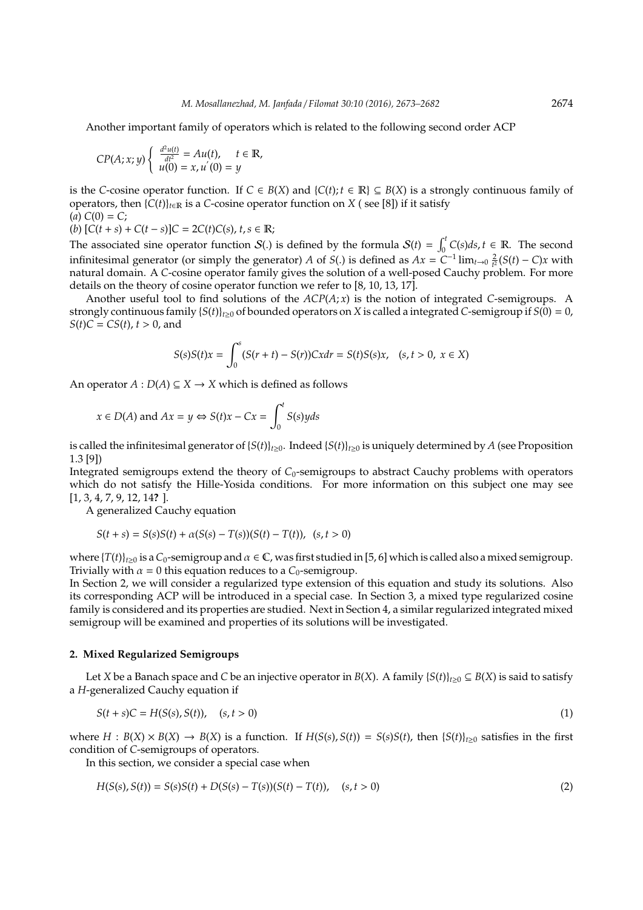Another important family of operators which is related to the following second order ACP

$$CP(A;x;y)\begin{cases} \frac{d^2u(t)}{dt^2} = Au(t), & t \in \mathbb{R}, \\ u(0) = x, u^{'}(0) = y \end{cases}$$

is the $C$-cosine operator function. If $C \in B(X)$ and $\{C(t); t \in \mathbb{R}\} \subseteq B(X)$ is a strongly continuous family of operators, then $\{C(t)\}_{t\in\mathbb{R}}$ is a $C$-cosine operator function on $X$ ( see [8]) if it satisfy
(*a*) $C(0) = C$;
(*b*) $[C(t+s) + C(t-s)]C = 2C(t)C(s)$, $t, s \in \mathbb{R}$;
The associated sine operator function $\mathcal{S}(.)$ is defined by the formula $\mathcal{S}(t) = \int_0^t C(s)ds, t \in \mathbb{R}$. The second infinitesimal generator (or simply the generator) $A$ of $S(.)$ is defined as $Ax = C^{-1} \lim_{t\to 0} \frac{2}{t^2}(S(t) - C)x$ with natural domain. A $C$-cosine operator family gives the solution of a well-posed Cauchy problem. For more details on the theory of cosine operator function we refer to [8, 10, 13, 17].

Another useful tool to find solutions of the $ACP(A;x)$ is the notion of integrated $C$-semigroups. A strongly continuous family $\{S(t)\}_{t\geq 0}$ of bounded operators on $X$ is called a integrated $C$-semigroup if $S(0) = 0$, $S(t)C = CS(t)$, $t > 0$, and

$$S(s)S(t)x = \int_0^s (S(r+t) - S(r))Cxdr = S(t)S(s)x, \quad (s, t > 0,\ x \in X)$$

An operator $A : D(A) \subseteq X \to X$ which is defined as follows

$$x \in D(A) \text{ and } Ax = y \Leftrightarrow S(t)x - Cx = \int_0^t S(s)yds$$

is called the infinitesimal generator of $\{S(t)\}_{t\geq 0}$. Indeed $\{S(t)\}_{t\geq 0}$ is uniquely determined by $A$ (see Proposition 1.3 [9])
Integrated semigroups extend the theory of $C_0$-semigroups to abstract Cauchy problems with operators which do not satisfy the Hille-Yosida conditions. For more information on this subject one may see [1, 3, 4, 7, 9, 12, 14**?** ].

A generalized Cauchy equation

$$S(t+s) = S(s)S(t) + \alpha(S(s) - T(s))(S(t) - T(t)), \quad (s, t > 0)$$

where $\{T(t)\}_{t\geq 0}$ is a $C_0$-semigroup and $\alpha \in \mathbb{C}$, was first studied in [5, 6] which is called also a mixed semigroup. Trivially with $\alpha = 0$ this equation reduces to a $C_0$-semigroup.
In Section 2, we will consider a regularized type extension of this equation and study its solutions. Also its corresponding ACP will be introduced in a special case. In Section 3, a mixed type regularized cosine family is considered and its properties are studied. Next in Section 4, a similar regularized integrated mixed semigroup will be examined and properties of its solutions will be investigated.

## 2. Mixed Regularized Semigroups

Let $X$ be a Banach space and $C$ be an injective operator in $B(X)$. A family $\{S(t)\}_{t\geq 0} \subseteq B(X)$ is said to satisfy a $H$-generalized Cauchy equation if

$$S(t+s)C = H(S(s), S(t)), \quad (s, t > 0) \tag{1}$$

where $H : B(X) \times B(X) \to B(X)$ is a function. If $H(S(s), S(t)) = S(s)S(t)$, then $\{S(t)\}_{t\geq 0}$ satisfies in the first condition of $C$-semigroups of operators.

In this section, we consider a special case when

$$H(S(s), S(t)) = S(s)S(t) + D(S(s) - T(s))(S(t) - T(t)), \quad (s, t > 0) \tag{2}$$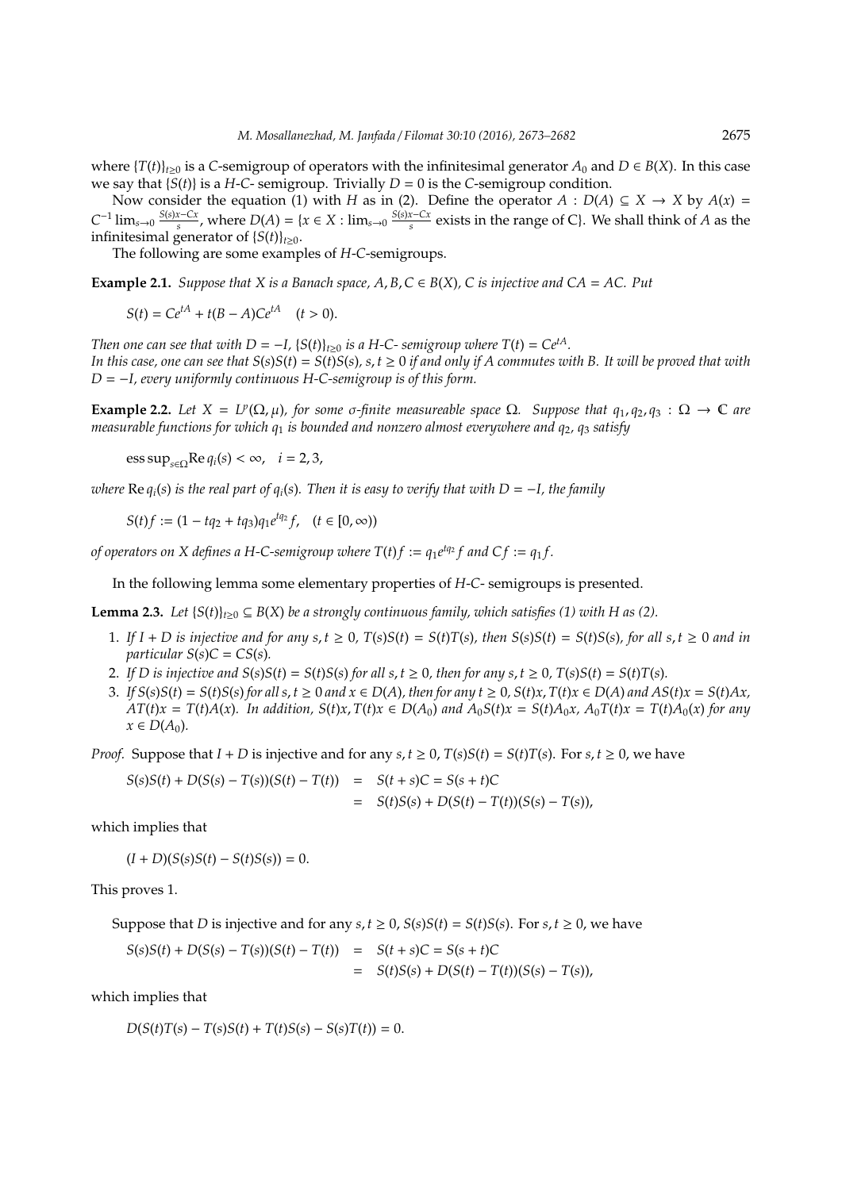where $\{T(t)\}_{t\geq 0}$ is a $C$-semigroup of operators with the infinitesimal generator $A_0$ and $D \in B(X)$. In this case we say that $\{S(t)\}$ is a $H$-$C$- semigroup. Trivially $D = 0$ is the $C$-semigroup condition.

Now consider the equation (1) with $H$ as in (2). Define the operator $A : D(A) \subseteq X \to X$ by $A(x) = C^{-1} \lim_{s\to 0} \frac{S(s)x - Cx}{s}$, where $D(A) = \{x \in X : \lim_{s\to 0} \frac{S(s)x-Cx}{s}$ exists in the range of C$\}$. We shall think of $A$ as the infinitesimal generator of $\{S(t)\}_{t\geq 0}$.

The following are some examples of $H$-$C$-semigroups.

**Example 2.1.** *Suppose that $X$ is a Banach space, $A, B, C \in B(X)$, $C$ is injective and $CA = AC$. Put*

$$S(t) = Ce^{tA} + t(B - A)Ce^{tA} \quad (t > 0).$$

*Then one can see that with $D = -I$, $\{S(t)\}_{t\geq 0}$ is a H-C- semigroup where $T(t) = Ce^{tA}$.*
*In this case, one can see that $S(s)S(t) = S(t)S(s)$, $s, t \geq 0$ if and only if $A$ commutes with $B$. It will be proved that with $D = -I$, every uniformly continuous H-C-semigroup is of this form.*

**Example 2.2.** *Let $X = L^p(\Omega, \mu)$, for some $\sigma$-finite measureable space $\Omega$. Suppose that $q_1, q_2, q_3 : \Omega \to \mathbb{C}$ are measurable functions for which $q_1$ is bounded and nonzero almost everywhere and $q_2$, $q_3$ satisfy*

$$\operatorname{ess\,sup}_{s\in\Omega} \operatorname{Re} q_i(s) < \infty, \quad i = 2, 3,$$

*where $\operatorname{Re} q_i(s)$ is the real part of $q_i(s)$. Then it is easy to verify that with $D = -I$, the family*

$$S(t)f := (1 - tq_2 + tq_3)q_1 e^{tq_2} f, \quad (t \in [0, \infty))$$

*of operators on $X$ defines a H-C-semigroup where $T(t)f := q_1 e^{tq_2} f$ and $Cf := q_1 f$.*

In the following lemma some elementary properties of $H$-$C$- semigroups is presented.

**Lemma 2.3.** *Let $\{S(t)\}_{t\geq 0} \subseteq B(X)$ be a strongly continuous family, which satisfies (1) with $H$ as (2).*

1. *If $I + D$ is injective and for any $s, t \geq 0$, $T(s)S(t) = S(t)T(s)$, then $S(s)S(t) = S(t)S(s)$, for all $s, t \geq 0$ and in particular $S(s)C = CS(s)$.*
2. *If $D$ is injective and $S(s)S(t) = S(t)S(s)$ for all $s, t \geq 0$, then for any $s, t \geq 0$, $T(s)S(t) = S(t)T(s)$.*
3. *If $S(s)S(t) = S(t)S(s)$ for all $s, t \geq 0$ and $x \in D(A)$, then for any $t \geq 0$, $S(t)x, T(t)x \in D(A)$ and $AS(t)x = S(t)Ax$, $AT(t)x = T(t)A(x)$. In addition, $S(t)x, T(t)x \in D(A_0)$ and $A_0S(t)x = S(t)A_0x$, $A_0T(t)x = T(t)A_0(x)$ for any $x \in D(A_0)$.*

*Proof.* Suppose that $I + D$ is injective and for any $s, t \geq 0$, $T(s)S(t) = S(t)T(s)$. For $s, t \geq 0$, we have

$$\begin{aligned} S(s)S(t) + D(S(s) - T(s))(S(t) - T(t)) &= S(t+s)C = S(s+t)C \\ &= S(t)S(s) + D(S(t) - T(t))(S(s) - T(s)), \end{aligned}$$

which implies that

$$(I + D)(S(s)S(t) - S(t)S(s)) = 0.$$

This proves 1.

Suppose that $D$ is injective and for any $s, t \geq 0$, $S(s)S(t) = S(t)S(s)$. For $s, t \geq 0$, we have

$$\begin{aligned} S(s)S(t) + D(S(s) - T(s))(S(t) - T(t)) &= S(t+s)C = S(s+t)C \\ &= S(t)S(s) + D(S(t) - T(t))(S(s) - T(s)), \end{aligned}$$

which implies that

$$D(S(t)T(s) - T(s)S(t) + T(t)S(s) - S(s)T(t)) = 0.$$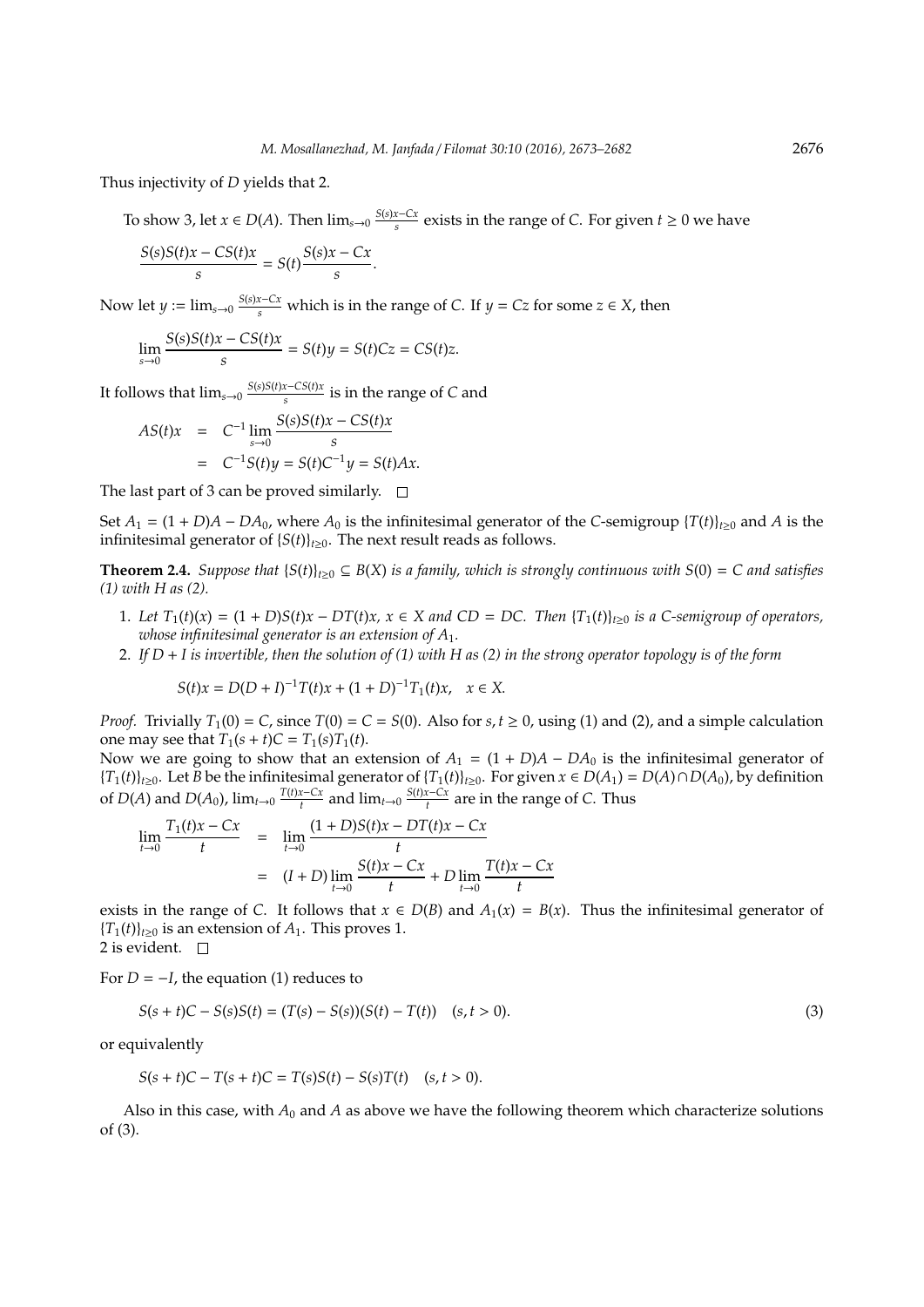Thus injectivity of $D$ yields that 2.

To show 3, let $x \in D(A)$. Then $\lim_{s\to 0} \frac{S(s)x - Cx}{s}$ exists in the range of $C$. For given $t \geq 0$ we have

$$\frac{S(s)S(t)x - CS(t)x}{s} = S(t)\frac{S(s)x - Cx}{s}.$$

Now let $y := \lim_{s\to 0} \frac{S(s)x - Cx}{s}$ which is in the range of $C$. If $y = Cz$ for some $z \in X$, then

$$\lim_{s\to 0} \frac{S(s)S(t)x - CS(t)x}{s} = S(t)y = S(t)Cz = CS(t)z.$$

It follows that $\lim_{s\to 0} \frac{S(s)S(t)x - CS(t)x}{s}$ is in the range of $C$ and

$$\begin{aligned} AS(t)x &= C^{-1} \lim_{s\to 0} \frac{S(s)S(t)x - CS(t)x}{s} \\ &= C^{-1}S(t)y = S(t)C^{-1}y = S(t)Ax. \end{aligned}$$

The last part of 3 can be proved similarly. □

Set $A_1 = (1 + D)A - DA_0$, where $A_0$ is the infinitesimal generator of the $C$-semigroup $\{T(t)\}_{t\geq 0}$ and $A$ is the infinitesimal generator of $\{S(t)\}_{t\geq 0}$. The next result reads as follows.

**Theorem 2.4.** *Suppose that $\{S(t)\}_{t\geq 0} \subseteq B(X)$ is a family, which is strongly continuous with $S(0) = C$ and satisfies (1) with $H$ as (2).*

1. *Let $T_1(t)(x) = (1 + D)S(t)x - DT(t)x$, $x \in X$ and $CD = DC$. Then $\{T_1(t)\}_{t\geq 0}$ is a $C$-semigroup of operators, whose infinitesimal generator is an extension of $A_1$.*
2. *If $D + I$ is invertible, then the solution of (1) with $H$ as (2) in the strong operator topology is of the form*

$$S(t)x = D(D + I)^{-1}T(t)x + (1 + D)^{-1}T_1(t)x, \quad x \in X.$$

*Proof.* Trivially $T_1(0) = C$, since $T(0) = C = S(0)$. Also for $s, t \geq 0$, using (1) and (2), and a simple calculation one may see that $T_1(s + t)C = T_1(s)T_1(t)$.
Now we are going to show that an extension of $A_1 = (1 + D)A - DA_0$ is the infinitesimal generator of $\{T_1(t)\}_{t\geq 0}$. Let $B$ be the infinitesimal generator of $\{T_1(t)\}_{t\geq 0}$. For given $x \in D(A_1) = D(A) \cap D(A_0)$, by definition of $D(A)$ and $D(A_0)$, $\lim_{t\to 0} \frac{T(t)x - Cx}{t}$ and $\lim_{t\to 0} \frac{S(t)x - Cx}{t}$ are in the range of $C$. Thus

$$\begin{aligned} \lim_{t\to 0} \frac{T_1(t)x - Cx}{t} &= \lim_{t\to 0} \frac{(1 + D)S(t)x - DT(t)x - Cx}{t} \\ &= (I + D) \lim_{t\to 0} \frac{S(t)x - Cx}{t} + D \lim_{t\to 0} \frac{T(t)x - Cx}{t} \end{aligned}$$

exists in the range of $C$. It follows that $x \in D(B)$ and $A_1(x) = B(x)$. Thus the infinitesimal generator of $\{T_1(t)\}_{t\geq 0}$ is an extension of $A_1$. This proves 1.
2 is evident. □

For $D = -I$, the equation (1) reduces to

$$S(s + t)C - S(s)S(t) = (T(s) - S(s))(S(t) - T(t)) \quad (s, t > 0). \tag{3}$$

or equivalently

$$S(s + t)C - T(s + t)C = T(s)S(t) - S(s)T(t) \quad (s, t > 0).$$

Also in this case, with $A_0$ and $A$ as above we have the following theorem which characterize solutions of (3).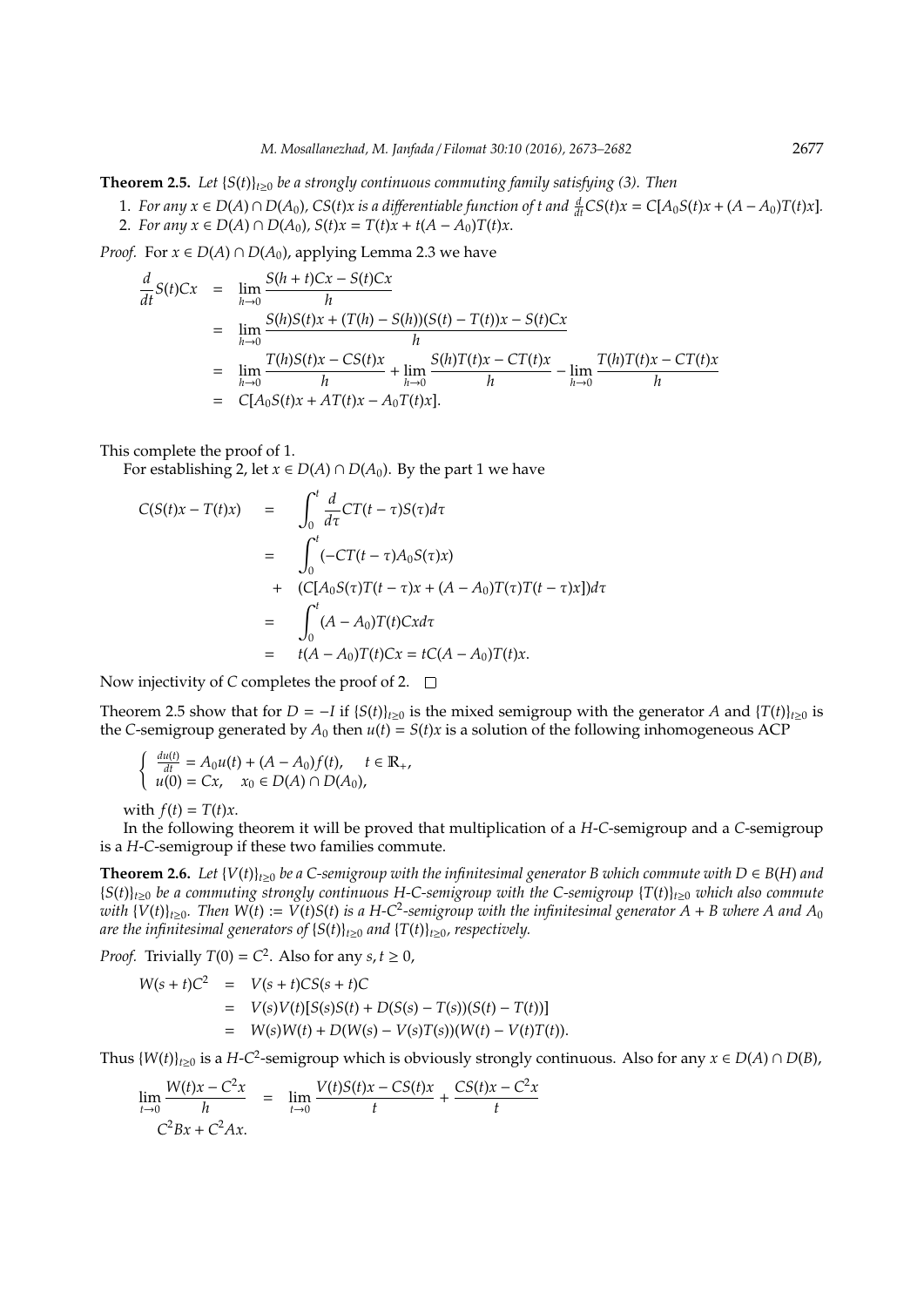**Theorem 2.5.** *Let $\{S(t)\}_{t\geq 0}$ be a strongly continuous commuting family satisfying (3). Then*

1. *For any $x \in D(A) \cap D(A_0)$, $CS(t)x$ is a differentiable function of $t$ and $\frac{d}{dt}CS(t)x = C[A_0S(t)x + (A - A_0)T(t)x]$.*
2. *For any $x \in D(A) \cap D(A_0)$, $S(t)x = T(t)x + t(A - A_0)T(t)x$.*

*Proof.* For $x \in D(A) \cap D(A_0)$, applying Lemma 2.3 we have

$$
\begin{aligned}
\frac{d}{dt}S(t)Cx &= \lim_{h\to 0} \frac{S(h+t)Cx - S(t)Cx}{h} \\
&= \lim_{h\to 0} \frac{S(h)S(t)x + (T(h) - S(h))(S(t) - T(t))x - S(t)Cx}{h} \\
&= \lim_{h\to 0} \frac{T(h)S(t)x - CS(t)x}{h} + \lim_{h\to 0} \frac{S(h)T(t)x - CT(t)x}{h} - \lim_{h\to 0} \frac{T(h)T(t)x - CT(t)x}{h} \\
&= C[A_0S(t)x + AT(t)x - A_0T(t)x].
\end{aligned}
$$

This complete the proof of 1.

For establishing 2, let $x \in D(A) \cap D(A_0)$. By the part 1 we have

$$
\begin{aligned}
C(S(t)x - T(t)x) &= \int_0^t \frac{d}{d\tau} CT(t-\tau)S(\tau)d\tau \\
&= \int_0^t (-CT(t-\tau)A_0S(\tau)x) \\
&+ (C[A_0S(\tau)T(t-\tau)x + (A - A_0)T(\tau)T(t-\tau)x])d\tau \\
&= \int_0^t (A - A_0)T(t)Cx d\tau \\
&= t(A - A_0)T(t)Cx = tC(A - A_0)T(t)x.
\end{aligned}
$$

Now injectivity of $C$ completes the proof of 2. $\square$

Theorem 2.5 show that for $D = -I$ if $\{S(t)\}_{t\geq 0}$ is the mixed semigroup with the generator $A$ and $\{T(t)\}_{t\geq 0}$ is the $C$-semigroup generated by $A_0$ then $u(t) = S(t)x$ is a solution of the following inhomogeneous ACP

$$
\begin{cases}
\frac{du(t)}{dt} = A_0u(t) + (A - A_0)f(t), & t \in \mathbb{R}_+, \\
u(0) = Cx, \quad x_0 \in D(A) \cap D(A_0),
\end{cases}
$$

with $f(t) = T(t)x$.

In the following theorem it will be proved that multiplication of a $H$-$C$-semigroup and a $C$-semigroup is a $H$-$C$-semigroup if these two families commute.

**Theorem 2.6.** *Let $\{V(t)\}_{t\geq 0}$ be a $C$-semigroup with the infinitesimal generator $B$ which commute with $D \in B(H)$ and $\{S(t)\}_{t\geq 0}$ be a commuting strongly continuous $H$-$C$-semigroup with the $C$-semigroup $\{T(t)\}_{t\geq 0}$ which also commute with $\{V(t)\}_{t\geq 0}$. Then $W(t) := V(t)S(t)$ is a $H$-$C^2$-semigroup with the infinitesimal generator $A + B$ where $A$ and $A_0$ are the infinitesimal generators of $\{S(t)\}_{t\geq 0}$ and $\{T(t)\}_{t\geq 0}$, respectively.*

*Proof.* Trivially $T(0) = C^2$. Also for any $s, t \geq 0$,

$$
\begin{aligned}
W(s+t)C^2 &= V(s+t)CS(s+t)C \\
&= V(s)V(t)[S(s)S(t) + D(S(s) - T(s))(S(t) - T(t))] \\
&= W(s)W(t) + D(W(s) - V(s)T(s))(W(t) - V(t)T(t)).
\end{aligned}
$$

Thus $\{W(t)\}_{t\geq 0}$ is a $H$-$C^2$-semigroup which is obviously strongly continuous. Also for any $x \in D(A) \cap D(B)$,

$$
\begin{aligned}
\lim_{t\to 0} \frac{W(t)x - C^2x}{h} &= \lim_{t\to 0} \frac{V(t)S(t)x - CS(t)x}{t} + \frac{CS(t)x - C^2x}{t} \\
& C^2Bx + C^2Ax.
\end{aligned}
$$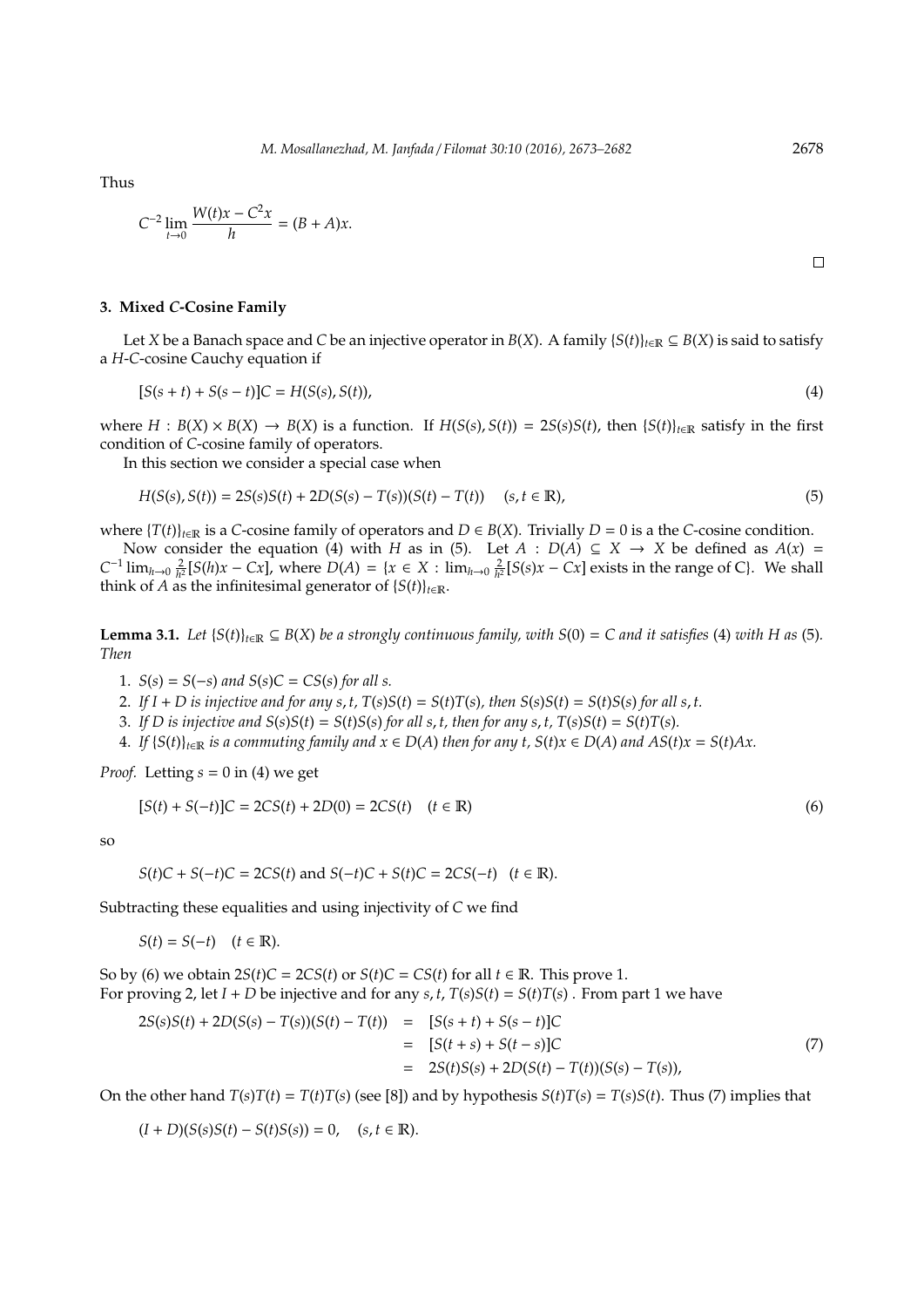Thus

$$C^{-2} \lim_{t \to 0} \frac{W(t)x - C^2 x}{h} = (B + A)x.$$

$\square$

### 3. Mixed *C*-Cosine Family

Let $X$ be a Banach space and $C$ be an injective operator in $B(X)$. A family $\{S(t)\}_{t \in \mathbb{R}} \subseteq B(X)$ is said to satisfy a $H$-$C$-cosine Cauchy equation if

$$[S(s+t) + S(s-t)]C = H(S(s), S(t)), \tag{4}$$

where $H : B(X) \times B(X) \to B(X)$ is a function. If $H(S(s), S(t)) = 2S(s)S(t)$, then $\{S(t)\}_{t \in \mathbb{R}}$ satisfy in the first condition of $C$-cosine family of operators.

In this section we consider a special case when

$$H(S(s), S(t)) = 2S(s)S(t) + 2D(S(s) - T(s))(S(t) - T(t)) \quad (s, t \in \mathbb{R}), \tag{5}$$

where $\{T(t)\}_{t \in \mathbb{R}}$ is a $C$-cosine family of operators and $D \in B(X)$. Trivially $D = 0$ is a the $C$-cosine condition.

Now consider the equation (4) with $H$ as in (5). Let $A : D(A) \subseteq X \to X$ be defined as $A(x) = C^{-1} \lim_{h \to 0} \frac{2}{h^2}[S(h)x - Cx]$, where $D(A) = \{x \in X : \lim_{h \to 0} \frac{2}{h^2}[S(s)x - Cx]$ exists in the range of C$\}$. We shall think of $A$ as the infinitesimal generator of $\{S(t)\}_{t \in \mathbb{R}}$.

**Lemma 3.1.** *Let $\{S(t)\}_{t \in \mathbb{R}} \subseteq B(X)$ be a strongly continuous family, with $S(0) = C$ and it satisfies* (4) *with $H$ as* (5)*. Then*

1. *$S(s) = S(-s)$ and $S(s)C = CS(s)$ for all $s$.*
2. *If $I + D$ is injective and for any $s, t$, $T(s)S(t) = S(t)T(s)$, then $S(s)S(t) = S(t)S(s)$ for all $s, t$.*
3. *If $D$ is injective and $S(s)S(t) = S(t)S(s)$ for all $s, t$, then for any $s, t$, $T(s)S(t) = S(t)T(s)$.*
4. *If $\{S(t)\}_{t \in \mathbb{R}}$ is a commuting family and $x \in D(A)$ then for any $t$, $S(t)x \in D(A)$ and $AS(t)x = S(t)Ax$.*

*Proof.* Letting $s = 0$ in (4) we get

$$[S(t) + S(-t)]C = 2CS(t) + 2D(0) = 2CS(t) \quad (t \in \mathbb{R}) \tag{6}$$

so

$$S(t)C + S(-t)C = 2CS(t) \text{ and } S(-t)C + S(t)C = 2CS(-t) \quad (t \in \mathbb{R}).$$

Subtracting these equalities and using injectivity of $C$ we find

$$S(t) = S(-t) \quad (t \in \mathbb{R}).$$

So by (6) we obtain $2S(t)C = 2CS(t)$ or $S(t)C = CS(t)$ for all $t \in \mathbb{R}$. This prove 1.

For proving 2, let $I + D$ be injective and for any $s, t$, $T(s)S(t) = S(t)T(s)$. From part 1 we have

$$\begin{aligned} 2S(s)S(t) + 2D(S(s) - T(s))(S(t) - T(t)) &= [S(s+t) + S(s-t)]C \\ &= [S(t+s) + S(t-s)]C \\ &= 2S(t)S(s) + 2D(S(t) - T(t))(S(s) - T(s)), \end{aligned} \tag{7}$$

On the other hand $T(s)T(t) = T(t)T(s)$ (see [8]) and by hypothesis $S(t)T(s) = T(s)S(t)$. Thus (7) implies that

$$(I + D)(S(s)S(t) - S(t)S(s)) = 0, \quad (s, t \in \mathbb{R}).$$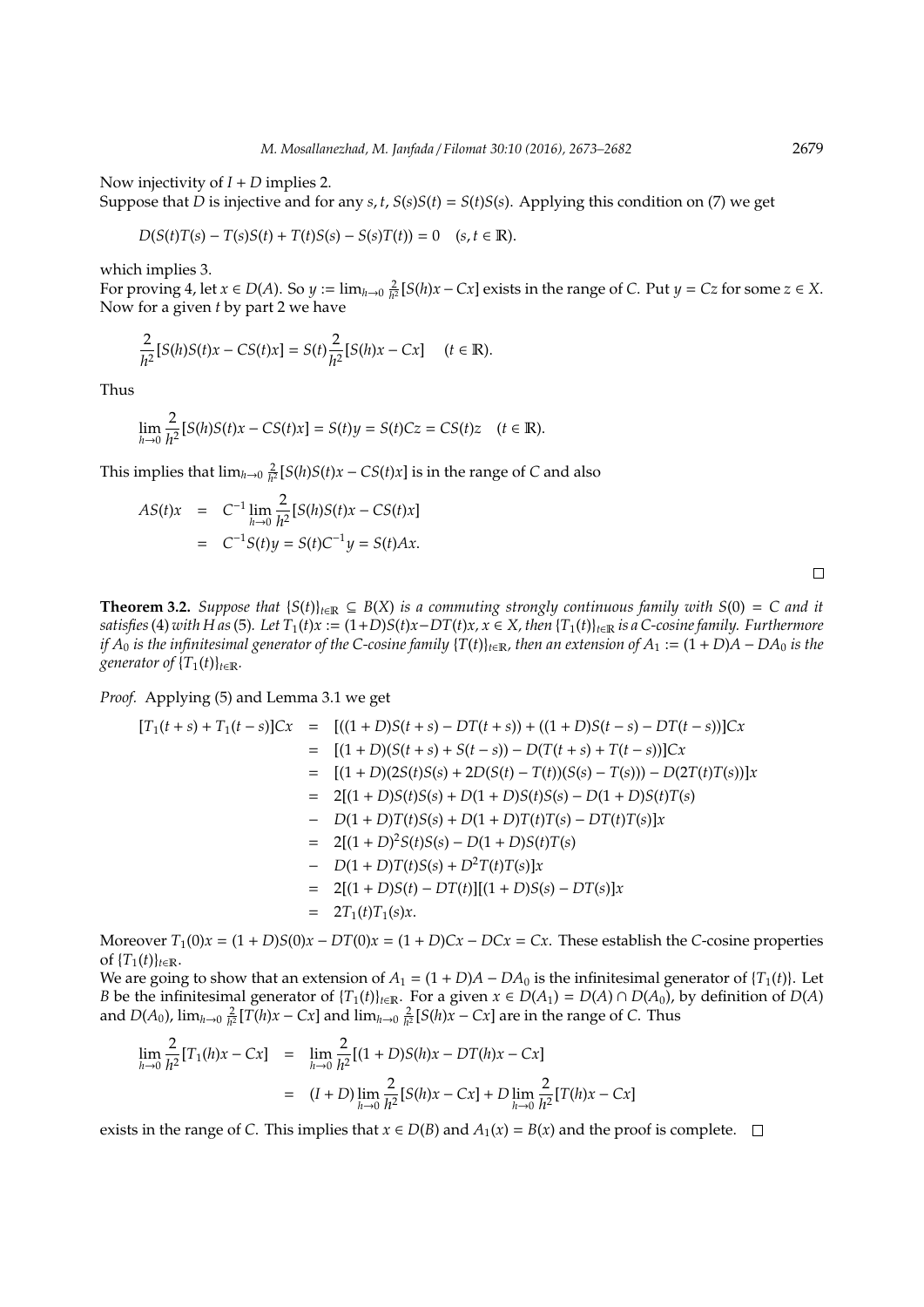Now injectivity of $I + D$ implies 2.
Suppose that $D$ is injective and for any $s, t$, $S(s)S(t) = S(t)S(s)$. Applying this condition on (7) we get

$$D(S(t)T(s) - T(s)S(t) + T(t)S(s) - S(s)T(t)) = 0 \quad (s, t \in \mathbb{R}).$$

which implies 3.
For proving 4, let $x \in D(A)$. So $y := \lim_{h\to 0} \frac{2}{h^2}[S(h)x - Cx]$ exists in the range of $C$. Put $y = Cz$ for some $z \in X$. Now for a given $t$ by part 2 we have

$$\frac{2}{h^2}[S(h)S(t)x - CS(t)x] = S(t)\frac{2}{h^2}[S(h)x - Cx] \quad (t \in \mathbb{R}).$$

Thus

$$\lim_{h\to 0} \frac{2}{h^2}[S(h)S(t)x - CS(t)x] = S(t)y = S(t)Cz = CS(t)z \quad (t \in \mathbb{R}).$$

This implies that $\lim_{h\to 0} \frac{2}{h^2}[S(h)S(t)x - CS(t)x]$ is in the range of $C$ and also

$$\begin{aligned}
AS(t)x &= C^{-1} \lim_{h\to 0} \frac{2}{h^2}[S(h)S(t)x - CS(t)x] \\
&= C^{-1}S(t)y = S(t)C^{-1}y = S(t)Ax.
\end{aligned}$$

□

**Theorem 3.2.** *Suppose that $\{S(t)\}_{t\in\mathbb{R}} \subseteq B(X)$ is a commuting strongly continuous family with $S(0) = C$ and it satisfies (4) with $H$ as (5). Let $T_1(t)x := (1+D)S(t)x - DT(t)x$, $x \in X$, then $\{T_1(t)\}_{t\in\mathbb{R}}$ is a $C$-cosine family. Furthermore if $A_0$ is the infinitesimal generator of the $C$-cosine family $\{T(t)\}_{t\in\mathbb{R}}$, then an extension of $A_1 := (1 + D)A - DA_0$ is the generator of $\{T_1(t)\}_{t\in\mathbb{R}}$.*

*Proof.* Applying (5) and Lemma 3.1 we get

$$\begin{aligned}
[T_1(t + s) + T_1(t - s)]Cx &= [((1 + D)S(t + s) - DT(t + s)) + ((1 + D)S(t - s) - DT(t - s))]Cx \\
&= [(1 + D)(S(t + s) + S(t - s)) - D(T(t + s) + T(t - s))]Cx \\
&= [(1 + D)(2S(t)S(s) + 2D(S(t) - T(t))(S(s) - T(s))) - D(2T(t)T(s))]x \\
&= 2[(1 + D)S(t)S(s) + D(1 + D)S(t)S(s) - D(1 + D)S(t)T(s) \\
&\quad - D(1 + D)T(t)S(s) + D(1 + D)T(t)T(s) - DT(t)T(s)]x \\
&= 2[(1 + D)^2S(t)S(s) - D(1 + D)S(t)T(s) \\
&\quad - D(1 + D)T(t)S(s) + D^2T(t)T(s)]x \\
&= 2[(1 + D)S(t) - DT(t)][(1 + D)S(s) - DT(s)]x \\
&= 2T_1(t)T_1(s)x.
\end{aligned}$$

Moreover $T_1(0)x = (1 + D)S(0)x - DT(0)x = (1 + D)Cx - DCx = Cx$. These establish the $C$-cosine properties of $\{T_1(t)\}_{t\in\mathbb{R}}$.
We are going to show that an extension of $A_1 = (1 + D)A - DA_0$ is the infinitesimal generator of $\{T_1(t)\}$. Let $B$ be the infinitesimal generator of $\{T_1(t)\}_{t\in\mathbb{R}}$. For a given $x \in D(A_1) = D(A) \cap D(A_0)$, by definition of $D(A)$ and $D(A_0)$, $\lim_{h\to 0} \frac{2}{h^2}[T(h)x - Cx]$ and $\lim_{h\to 0} \frac{2}{h^2}[S(h)x - Cx]$ are in the range of $C$. Thus

$$\begin{aligned}
\lim_{h\to 0} \frac{2}{h^2}[T_1(h)x - Cx] &= \lim_{h\to 0} \frac{2}{h^2}[(1 + D)S(h)x - DT(h)x - Cx] \\
&= (I + D) \lim_{h\to 0} \frac{2}{h^2}[S(h)x - Cx] + D \lim_{h\to 0} \frac{2}{h^2}[T(h)x - Cx]
\end{aligned}$$

exists in the range of $C$. This implies that $x \in D(B)$ and $A_1(x) = B(x)$ and the proof is complete. □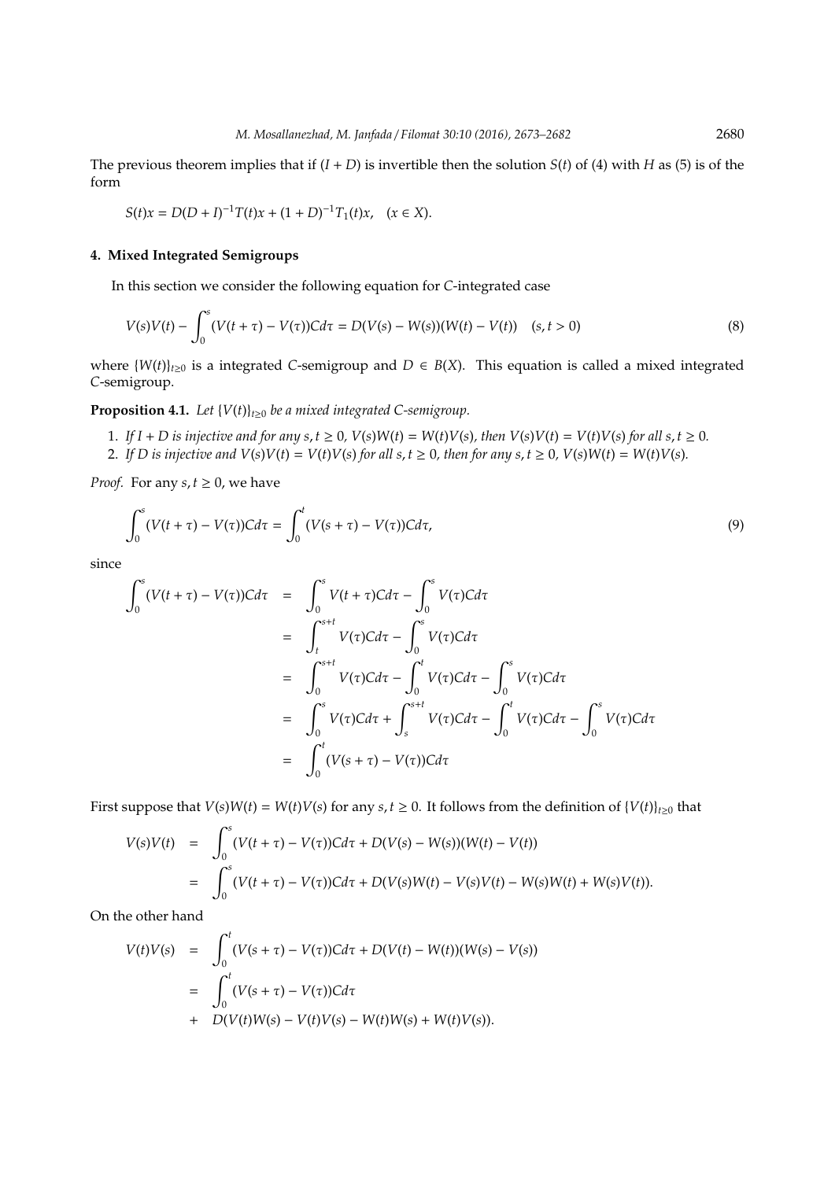The previous theorem implies that if $(I + D)$ is invertible then the solution $S(t)$ of (4) with $H$ as (5) is of the form

$$S(t)x = D(D + I)^{-1}T(t)x + (1 + D)^{-1}T_1(t)x, \quad (x \in X).$$

## 4. Mixed Integrated Semigroups

In this section we consider the following equation for $C$-integrated case

$$V(s)V(t) - \int_0^s (V(t + \tau) - V(\tau))Cd\tau = D(V(s) - W(s))(W(t) - V(t)) \quad (s, t > 0) \tag{8}$$

where $\{W(t)\}_{t\geq 0}$ is a integrated $C$-semigroup and $D \in B(X)$. This equation is called a mixed integrated $C$-semigroup.

**Proposition 4.1.** *Let $\{V(t)\}_{t\geq 0}$ be a mixed integrated $C$-semigroup.*

1. *If $I + D$ is injective and for any $s, t \geq 0$, $V(s)W(t) = W(t)V(s)$, then $V(s)V(t) = V(t)V(s)$ for all $s, t \geq 0$.*
2. *If $D$ is injective and $V(s)V(t) = V(t)V(s)$ for all $s, t \geq 0$, then for any $s, t \geq 0$, $V(s)W(t) = W(t)V(s)$.*

*Proof.* For any $s, t \geq 0$, we have

$$\int_0^s (V(t + \tau) - V(\tau))Cd\tau = \int_0^t (V(s + \tau) - V(\tau))Cd\tau, \tag{9}$$

since

$$\begin{aligned}
\int_0^s (V(t + \tau) - V(\tau))Cd\tau &= \int_0^s V(t + \tau)Cd\tau - \int_0^s V(\tau)Cd\tau \\
&= \int_t^{s+t} V(\tau)Cd\tau - \int_0^s V(\tau)Cd\tau \\
&= \int_0^{s+t} V(\tau)Cd\tau - \int_0^t V(\tau)Cd\tau - \int_0^s V(\tau)Cd\tau \\
&= \int_0^s V(\tau)Cd\tau + \int_s^{s+t} V(\tau)Cd\tau - \int_0^t V(\tau)Cd\tau - \int_0^s V(\tau)Cd\tau \\
&= \int_0^t (V(s + \tau) - V(\tau))Cd\tau
\end{aligned}$$

First suppose that $V(s)W(t) = W(t)V(s)$ for any $s, t \geq 0$. It follows from the definition of $\{V(t)\}_{t\geq 0}$ that

$$\begin{aligned}
V(s)V(t) &= \int_0^s (V(t + \tau) - V(\tau))Cd\tau + D(V(s) - W(s))(W(t) - V(t)) \\
&= \int_0^s (V(t + \tau) - V(\tau))Cd\tau + D(V(s)W(t) - V(s)V(t) - W(s)W(t) + W(s)V(t)).
\end{aligned}$$

On the other hand

$$\begin{aligned}
V(t)V(s) &= \int_0^t (V(s + \tau) - V(\tau))Cd\tau + D(V(t) - W(t))(W(s) - V(s)) \\
&= \int_0^t (V(s + \tau) - V(\tau))Cd\tau \\
&\quad + D(V(t)W(s) - V(t)V(s) - W(t)W(s) + W(t)V(s)).
\end{aligned}$$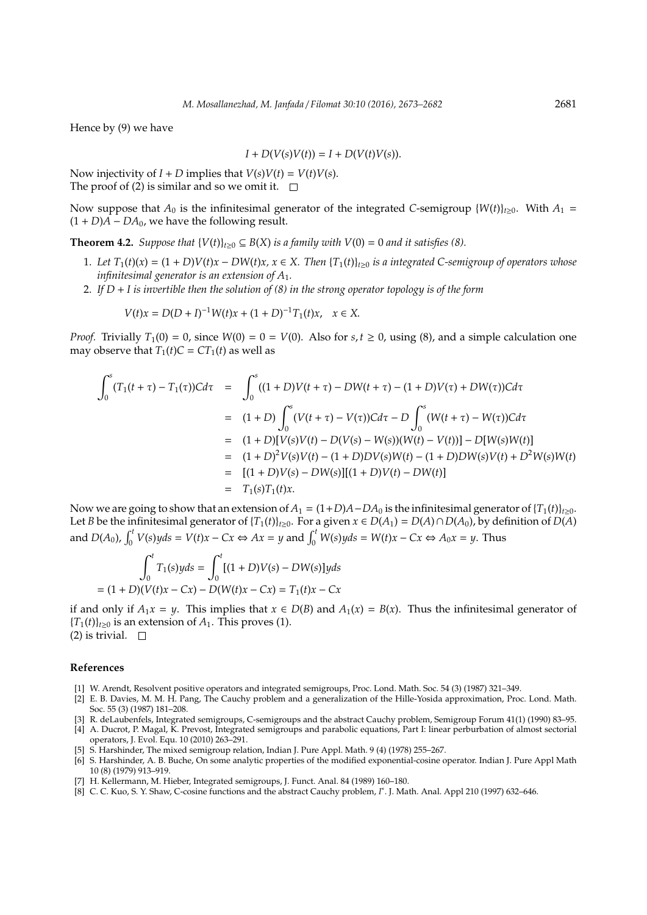Hence by (9) we have

$$I + D(V(s)V(t)) = I + D(V(t)V(s)).$$

Now injectivity of $I + D$ implies that $V(s)V(t) = V(t)V(s)$.
The proof of (2) is similar and so we omit it. $\square$

Now suppose that $A_0$ is the infinitesimal generator of the integrated $C$-semigroup $\{W(t)\}_{t\geq 0}$. With $A_1 = (1 + D)A - DA_0$, we have the following result.

**Theorem 4.2.** *Suppose that $\{V(t)\}_{t\geq 0} \subseteq B(X)$ is a family with $V(0) = 0$ and it satisfies (8).*

1. *Let $T_1(t)(x) = (1 + D)V(t)x - DW(t)x$, $x \in X$. Then $\{T_1(t)\}_{t\geq 0}$ is a integrated $C$-semigroup of operators whose infinitesimal generator is an extension of $A_1$.*
2. *If $D + I$ is invertible then the solution of (8) in the strong operator topology is of the form*

$$V(t)x = D(D + I)^{-1}W(t)x + (1 + D)^{-1}T_1(t)x, \quad x \in X.$$

*Proof.* Trivially $T_1(0) = 0$, since $W(0) = 0 = V(0)$. Also for $s, t \geq 0$, using (8), and a simple calculation one may observe that $T_1(t)C = CT_1(t)$ as well as

$$\begin{aligned}
\int_0^s (T_1(t + \tau) - T_1(\tau))Cd\tau &= \int_0^s ((1 + D)V(t + \tau) - DW(t + \tau) - (1 + D)V(\tau) + DW(\tau))Cd\tau \\
&= (1 + D)\int_0^s (V(t + \tau) - V(\tau))Cd\tau - D\int_0^s (W(t + \tau) - W(\tau))Cd\tau \\
&= (1 + D)[V(s)V(t) - D(V(s) - W(s))(W(t) - V(t))] - D[W(s)W(t)] \\
&= (1 + D)^2V(s)V(t) - (1 + D)DV(s)W(t) - (1 + D)DW(s)V(t) + D^2W(s)W(t) \\
&= [(1 + D)V(s) - DW(s)][(1 + D)V(t) - DW(t)] \\
&= T_1(s)T_1(t)x.
\end{aligned}$$

Now we are going to show that an extension of $A_1 = (1+D)A - DA_0$ is the infinitesimal generator of $\{T_1(t)\}_{t\geq 0}$. Let $B$ be the infinitesimal generator of $\{T_1(t)\}_{t\geq 0}$. For a given $x \in D(A_1) = D(A) \cap D(A_0)$, by definition of $D(A)$ and $D(A_0)$, $\int_0^t V(s)yds = V(t)x - Cx \Leftrightarrow Ax = y$ and $\int_0^t W(s)yds = W(t)x - Cx \Leftrightarrow A_0x = y$. Thus

$$\begin{aligned}
&\int_0^t T_1(s)yds = \int_0^t [(1 + D)V(s) - DW(s)]yds \\
&= (1 + D)(V(t)x - Cx) - D(W(t)x - Cx) = T_1(t)x - Cx
\end{aligned}$$

if and only if $A_1x = y$. This implies that $x \in D(B)$ and $A_1(x) = B(x)$. Thus the infinitesimal generator of $\{T_1(t)\}_{t\geq 0}$ is an extension of $A_1$. This proves (1).
(2) is trivial. $\square$

## References

[1] W. Arendt, Resolvent positive operators and integrated semigroups, Proc. Lond. Math. Soc. 54 (3) (1987) 321–349.

[2] E. B. Davies, M. M. H. Pang, The Cauchy problem and a generalization of the Hille-Yosida approximation, Proc. Lond. Math. Soc. 55 (3) (1987) 181–208.

[3] R. deLaubenfels, Integrated semigroups, C-semigroups and the abstract Cauchy problem, Semigroup Forum 41(1) (1990) 83–95.

[4] A. Ducrot, P. Magal, K. Prevost, Integrated semigroups and parabolic equations, Part I: linear perburbation of almost sectorial operators, J. Evol. Equ. 10 (2010) 263–291.

[5] S. Harshinder, The mixed semigroup relation, Indian J. Pure Appl. Math. 9 (4) (1978) 255–267.

[6] S. Harshinder, A. B. Buche, On some analytic properties of the modified exponential-cosine operator. Indian J. Pure Appl Math 10 (8) (1979) 913–919.

[7] H. Kellermann, M. Hieber, Integrated semigroups, J. Funct. Anal. 84 (1989) 160–180.

[8] C. C. Kuo, S. Y. Shaw, C-cosine functions and the abstract Cauchy problem, $I^*$. J. Math. Anal. Appl 210 (1997) 632–646.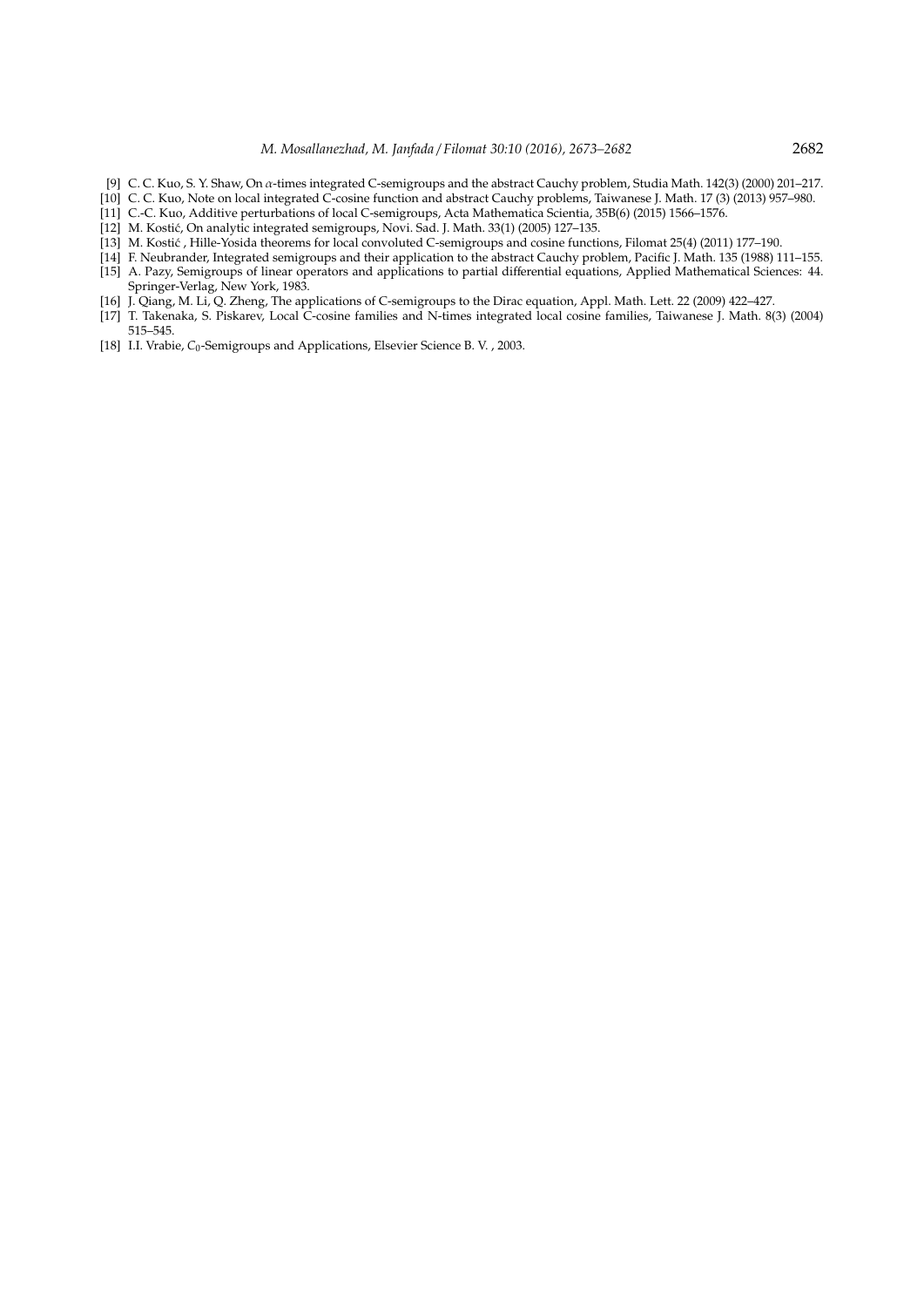[9] C. C. Kuo, S. Y. Shaw, On $\alpha$-times integrated C-semigroups and the abstract Cauchy problem, Studia Math. 142(3) (2000) 201–217.

[10] C. C. Kuo, Note on local integrated C-cosine function and abstract Cauchy problems, Taiwanese J. Math. 17 (3) (2013) 957–980.

[11] C.-C. Kuo, Additive perturbations of local C-semigroups, Acta Mathematica Scientia, 35B(6) (2015) 1566–1576.

[12] M. Kostić, On analytic integrated semigroups, Novi. Sad. J. Math. 33(1) (2005) 127–135.

[13] M. Kostić , Hille-Yosida theorems for local convoluted C-semigroups and cosine functions, Filomat 25(4) (2011) 177–190.

[14] F. Neubrander, Integrated semigroups and their application to the abstract Cauchy problem, Pacific J. Math. 135 (1988) 111–155.

[15] A. Pazy, Semigroups of linear operators and applications to partial differential equations, Applied Mathematical Sciences: 44. Springer-Verlag, New York, 1983.

[16] J. Qiang, M. Li, Q. Zheng, The applications of C-semigroups to the Dirac equation, Appl. Math. Lett. 22 (2009) 422–427.

[17] T. Takenaka, S. Piskarev, Local C-cosine families and N-times integrated local cosine families, Taiwanese J. Math. 8(3) (2004) 515–545.

[18] I.I. Vrabie, $C_0$-Semigroups and Applications, Elsevier Science B. V. , 2003.